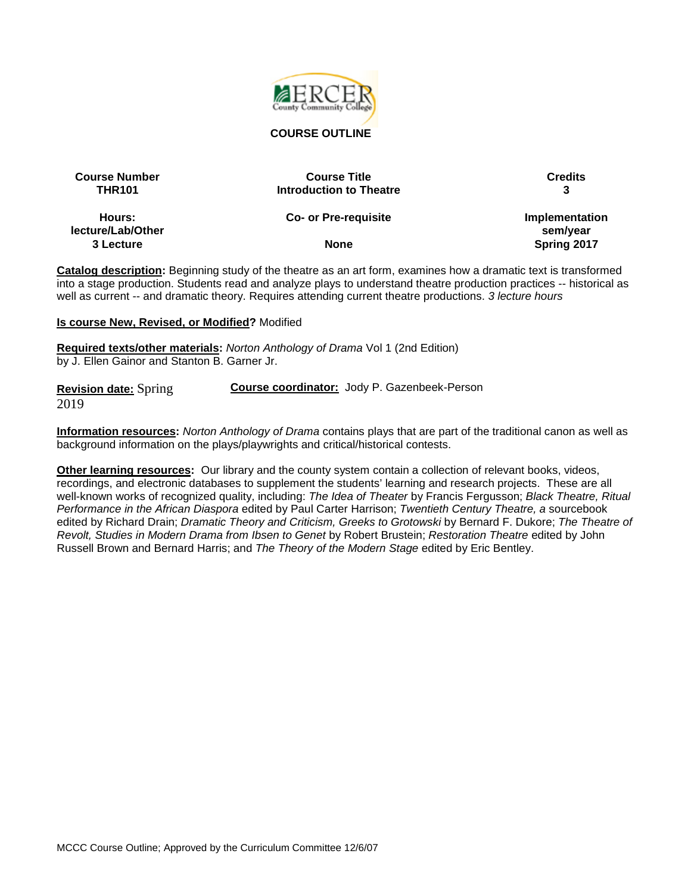# COURSE OUTLINE

| Course Number | Course Title | Credits |
|---|---|---|
| THR101 | Introduction to Theatre | 3 |
| **Hours: lecture/Lab/Other** | **Co- or Pre-requisite** | **Implementation sem/year** |
| 3 Lecture | None | Spring 2017 |

**Catalog description:** Beginning study of the theatre as an art form, examines how a dramatic text is transformed into a stage production. Students read and analyze plays to understand theatre production practices -- historical as well as current -- and dramatic theory. Requires attending current theatre productions. *3 lecture hours*

**Is course New, Revised, or Modified?** Modified

**Required texts/other materials:** *Norton Anthology of Drama* Vol 1 (2nd Edition) by J. Ellen Gainor and Stanton B. Garner Jr.

**Revision date:** Spring 2019 **Course coordinator:** Jody P. Gazenbeek-Person

**Information resources:** *Norton Anthology of Drama* contains plays that are part of the traditional canon as well as background information on the plays/playwrights and critical/historical contests.

**Other learning resources:** Our library and the county system contain a collection of relevant books, videos, recordings, and electronic databases to supplement the students' learning and research projects. These are all well-known works of recognized quality, including: *The Idea of Theater* by Francis Fergusson; *Black Theatre, Ritual Performance in the African Diaspora* edited by Paul Carter Harrison; *Twentieth Century Theatre, a* sourcebook edited by Richard Drain; *Dramatic Theory and Criticism, Greeks to Grotowski* by Bernard F. Dukore; *The Theatre of Revolt, Studies in Modern Drama from Ibsen to Genet* by Robert Brustein; *Restoration Theatre* edited by John Russell Brown and Bernard Harris; and *The Theory of the Modern Stage* edited by Eric Bentley.

MCCC Course Outline; Approved by the Curriculum Committee 12/6/07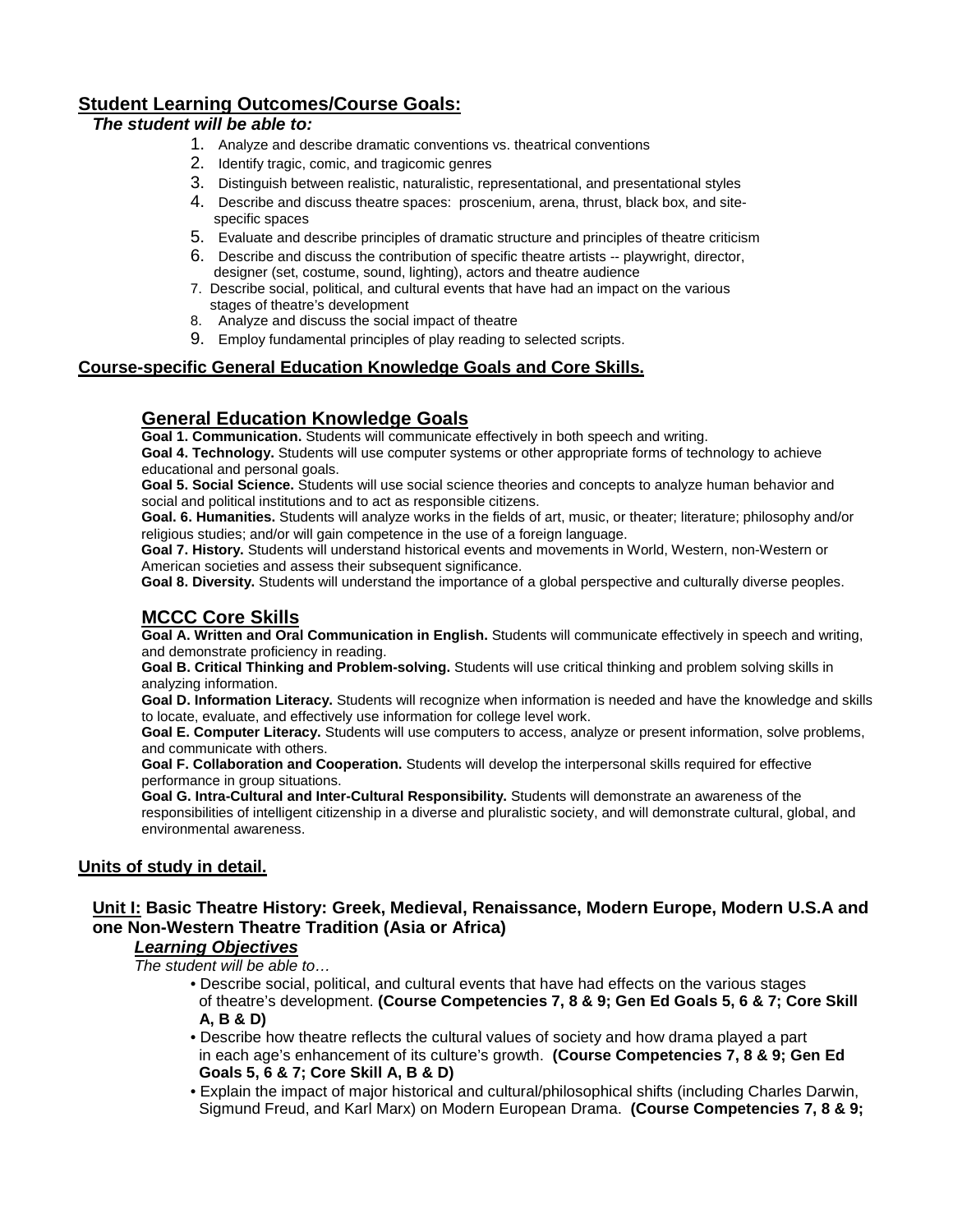## Student Learning Outcomes/Course Goals:

***The student will be able to:***

1. Analyze and describe dramatic conventions vs. theatrical conventions
2. Identify tragic, comic, and tragicomic genres
3. Distinguish between realistic, naturalistic, representational, and presentational styles
4. Describe and discuss theatre spaces: proscenium, arena, thrust, black box, and site-specific spaces
5. Evaluate and describe principles of dramatic structure and principles of theatre criticism
6. Describe and discuss the contribution of specific theatre artists -- playwright, director, designer (set, costume, sound, lighting), actors and theatre audience
7. Describe social, political, and cultural events that have had an impact on the various stages of theatre's development
8. Analyze and discuss the social impact of theatre
9. Employ fundamental principles of play reading to selected scripts.

## Course-specific General Education Knowledge Goals and Core Skills.

### General Education Knowledge Goals

**Goal 1. Communication.** Students will communicate effectively in both speech and writing.

**Goal 4. Technology.** Students will use computer systems or other appropriate forms of technology to achieve educational and personal goals.

**Goal 5. Social Science.** Students will use social science theories and concepts to analyze human behavior and social and political institutions and to act as responsible citizens.

**Goal. 6. Humanities.** Students will analyze works in the fields of art, music, or theater; literature; philosophy and/or religious studies; and/or will gain competence in the use of a foreign language.

**Goal 7. History.** Students will understand historical events and movements in World, Western, non-Western or American societies and assess their subsequent significance.

**Goal 8. Diversity.** Students will understand the importance of a global perspective and culturally diverse peoples.

### MCCC Core Skills

**Goal A. Written and Oral Communication in English.** Students will communicate effectively in speech and writing, and demonstrate proficiency in reading.

**Goal B. Critical Thinking and Problem-solving.** Students will use critical thinking and problem solving skills in analyzing information.

**Goal D. Information Literacy.** Students will recognize when information is needed and have the knowledge and skills to locate, evaluate, and effectively use information for college level work.

**Goal E. Computer Literacy.** Students will use computers to access, analyze or present information, solve problems, and communicate with others.

**Goal F. Collaboration and Cooperation.** Students will develop the interpersonal skills required for effective performance in group situations.

**Goal G. Intra-Cultural and Inter-Cultural Responsibility.** Students will demonstrate an awareness of the responsibilities of intelligent citizenship in a diverse and pluralistic society, and will demonstrate cultural, global, and environmental awareness.

## Units of study in detail.

### Unit I: Basic Theatre History: Greek, Medieval, Renaissance, Modern Europe, Modern U.S.A and one Non-Western Theatre Tradition (Asia or Africa)

***Learning Objectives***

*The student will be able to…*

- Describe social, political, and cultural events that have had effects on the various stages of theatre's development. **(Course Competencies 7, 8 & 9; Gen Ed Goals 5, 6 & 7; Core Skill A, B & D)**
- Describe how theatre reflects the cultural values of society and how drama played a part in each age's enhancement of its culture's growth. **(Course Competencies 7, 8 & 9; Gen Ed Goals 5, 6 & 7; Core Skill A, B & D)**
- Explain the impact of major historical and cultural/philosophical shifts (including Charles Darwin, Sigmund Freud, and Karl Marx) on Modern European Drama. **(Course Competencies 7, 8 & 9;**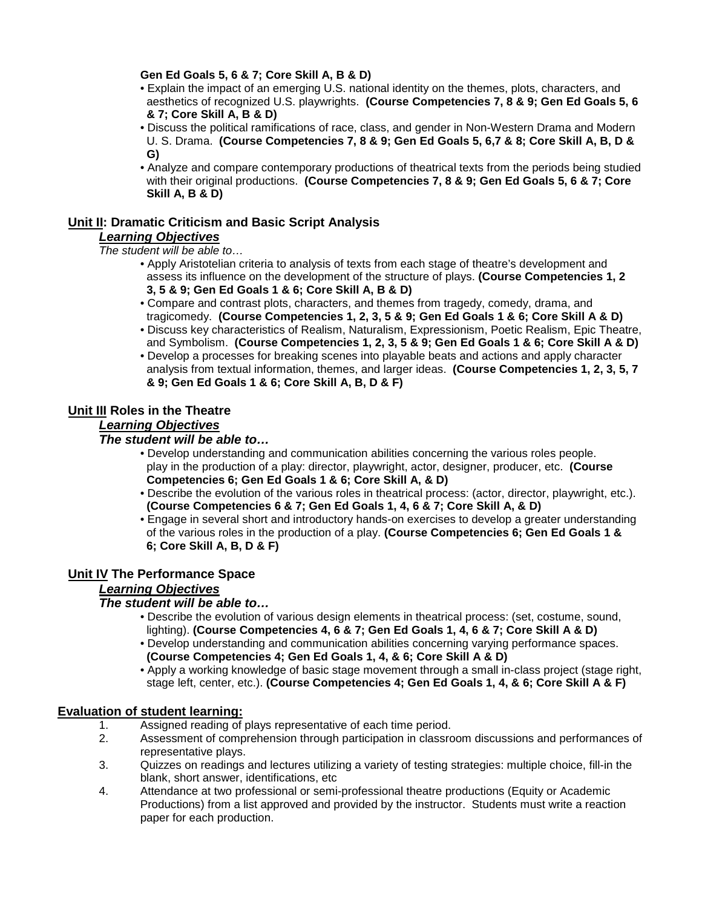**Gen Ed Goals 5, 6 & 7; Core Skill A, B & D)**

- Explain the impact of an emerging U.S. national identity on the themes, plots, characters, and aesthetics of recognized U.S. playwrights. **(Course Competencies 7, 8 & 9; Gen Ed Goals 5, 6 & 7; Core Skill A, B & D)**
- Discuss the political ramifications of race, class, and gender in Non-Western Drama and Modern U. S. Drama. **(Course Competencies 7, 8 & 9; Gen Ed Goals 5, 6,7 & 8; Core Skill A, B, D & G)**
- Analyze and compare contemporary productions of theatrical texts from the periods being studied with their original productions. **(Course Competencies 7, 8 & 9; Gen Ed Goals 5, 6 & 7; Core Skill A, B & D)**

## <u>Unit II</u>: Dramatic Criticism and Basic Script Analysis

***<u>Learning Objectives</u>***

*The student will be able to…*

- Apply Aristotelian criteria to analysis of texts from each stage of theatre's development and assess its influence on the development of the structure of plays. **(Course Competencies 1, 2 3, 5 & 9; Gen Ed Goals 1 & 6; Core Skill A, B & D)**
- Compare and contrast plots, characters, and themes from tragedy, comedy, drama, and tragicomedy. **(Course Competencies 1, 2, 3, 5 & 9; Gen Ed Goals 1 & 6; Core Skill A & D)**
- Discuss key characteristics of Realism, Naturalism, Expressionism, Poetic Realism, Epic Theatre, and Symbolism. **(Course Competencies 1, 2, 3, 5 & 9; Gen Ed Goals 1 & 6; Core Skill A & D)**
- Develop a processes for breaking scenes into playable beats and actions and apply character analysis from textual information, themes, and larger ideas. **(Course Competencies 1, 2, 3, 5, 7 & 9; Gen Ed Goals 1 & 6; Core Skill A, B, D & F)**

## <u>Unit III</u> Roles in the Theatre

***<u>Learning Objectives</u>***

***The student will be able to…***

- Develop understanding and communication abilities concerning the various roles people. play in the production of a play: director, playwright, actor, designer, producer, etc. **(Course Competencies 6; Gen Ed Goals 1 & 6; Core Skill A, & D)**
- Describe the evolution of the various roles in theatrical process: (actor, director, playwright, etc.). **(Course Competencies 6 & 7; Gen Ed Goals 1, 4, 6 & 7; Core Skill A, & D)**
- Engage in several short and introductory hands-on exercises to develop a greater understanding of the various roles in the production of a play. **(Course Competencies 6; Gen Ed Goals 1 & 6; Core Skill A, B, D & F)**

## <u>Unit IV</u> The Performance Space

***<u>Learning Objectives</u>***

***The student will be able to…***

- Describe the evolution of various design elements in theatrical process: (set, costume, sound, lighting). **(Course Competencies 4, 6 & 7; Gen Ed Goals 1, 4, 6 & 7; Core Skill A & D)**
- Develop understanding and communication abilities concerning varying performance spaces. **(Course Competencies 4; Gen Ed Goals 1, 4, & 6; Core Skill A & D)**
- Apply a working knowledge of basic stage movement through a small in-class project (stage right, stage left, center, etc.). **(Course Competencies 4; Gen Ed Goals 1, 4, & 6; Core Skill A & F)**

## <u>Evaluation of student learning:</u>

1. Assigned reading of plays representative of each time period.
2. Assessment of comprehension through participation in classroom discussions and performances of representative plays.
3. Quizzes on readings and lectures utilizing a variety of testing strategies: multiple choice, fill-in the blank, short answer, identifications, etc
4. Attendance at two professional or semi-professional theatre productions (Equity or Academic Productions) from a list approved and provided by the instructor. Students must write a reaction paper for each production.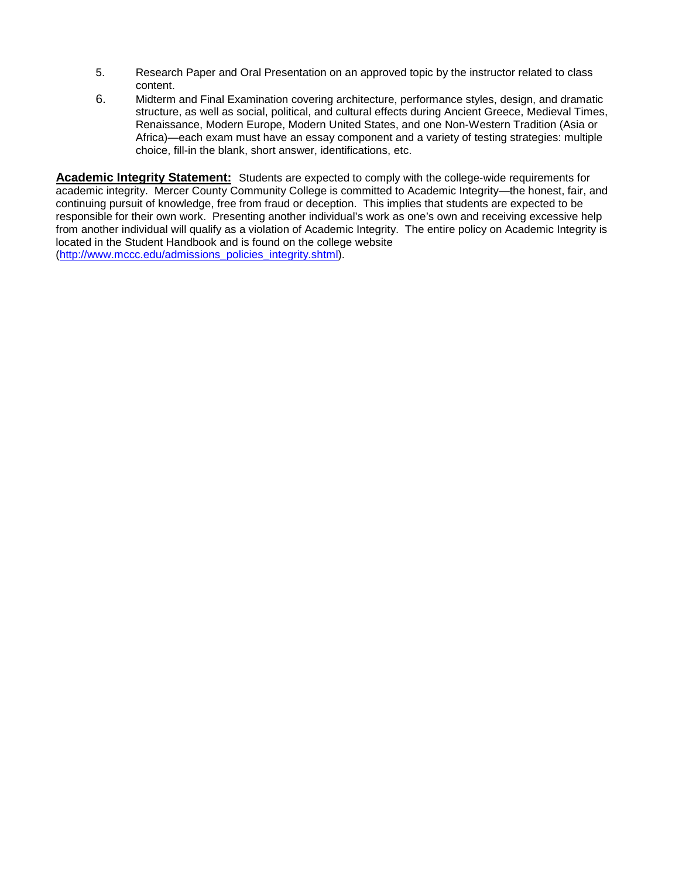5. Research Paper and Oral Presentation on an approved topic by the instructor related to class content.
6. Midterm and Final Examination covering architecture, performance styles, design, and dramatic structure, as well as social, political, and cultural effects during Ancient Greece, Medieval Times, Renaissance, Modern Europe, Modern United States, and one Non-Western Tradition (Asia or Africa)—each exam must have an essay component and a variety of testing strategies: multiple choice, fill-in the blank, short answer, identifications, etc.

**Academic Integrity Statement:** Students are expected to comply with the college-wide requirements for academic integrity. Mercer County Community College is committed to Academic Integrity—the honest, fair, and continuing pursuit of knowledge, free from fraud or deception. This implies that students are expected to be responsible for their own work. Presenting another individual's work as one's own and receiving excessive help from another individual will qualify as a violation of Academic Integrity. The entire policy on Academic Integrity is located in the Student Handbook and is found on the college website (http://www.mccc.edu/admissions_policies_integrity.shtml).